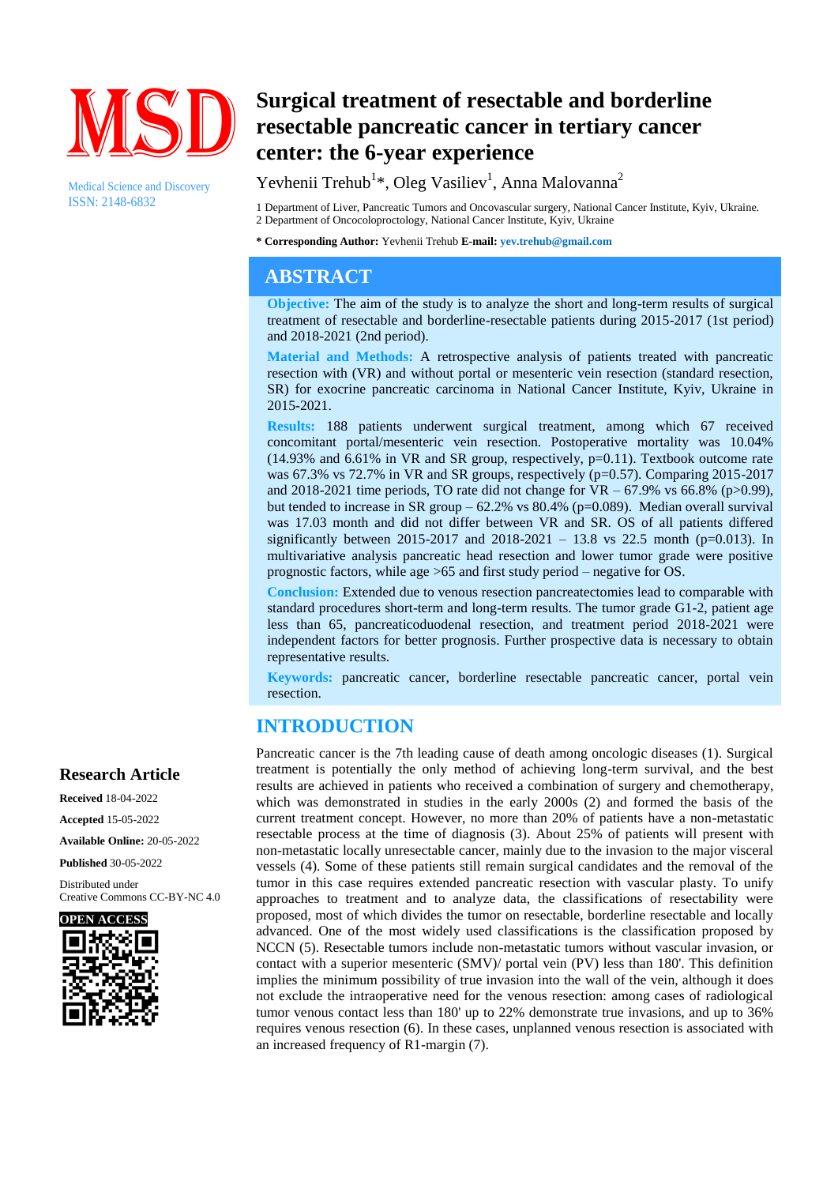# Surgical treatment of resectable and borderline resectable pancreatic cancer in tertiary cancer center: the 6-year experience

Yevhenii Trehub[1]*, Oleg Vasiliev[1], Anna Malovanna[2]

1 Department of Liver, Pancreatic Tumors and Oncovascular surgery, National Cancer Institute, Kyiv, Ukraine.
2 Department of Oncocoloproctology, National Cancer Institute, Kyiv, Ukraine

**\* Corresponding Author:** Yevhenii Trehub **E-mail:** yev.trehub@gmail.com

Medical Science and Discovery
ISSN: 2148-6832

**Research Article**

**Received** 18-04-2022

**Accepted** 15-05-2022

**Available Online:** 20-05-2022

**Published** 30-05-2022

Distributed under Creative Commons CC-BY-NC 4.0

**OPEN ACCESS**

## ABSTRACT

**Objective:** The aim of the study is to analyze the short and long-term results of surgical treatment of resectable and borderline-resectable patients during 2015-2017 (1st period) and 2018-2021 (2nd period).

**Material and Methods:** A retrospective analysis of patients treated with pancreatic resection with (VR) and without portal or mesenteric vein resection (standard resection, SR) for exocrine pancreatic carcinoma in National Cancer Institute, Kyiv, Ukraine in 2015-2021.

**Results:** 188 patients underwent surgical treatment, among which 67 received concomitant portal/mesenteric vein resection. Postoperative mortality was 10.04% (14.93% and 6.61% in VR and SR group, respectively, p=0.11). Textbook outcome rate was 67.3% vs 72.7% in VR and SR groups, respectively (p=0.57). Comparing 2015-2017 and 2018-2021 time periods, TO rate did not change for VR – 67.9% vs 66.8% (p>0.99), but tended to increase in SR group – 62.2% vs 80.4% (p=0.089). Median overall survival was 17.03 month and did not differ between VR and SR. OS of all patients differed significantly between 2015-2017 and 2018-2021 – 13.8 vs 22.5 month (p=0.013). In multivariative analysis pancreatic head resection and lower tumor grade were positive prognostic factors, while age >65 and first study period – negative for OS.

**Conclusion:** Extended due to venous resection pancreatectomies lead to comparable with standard procedures short-term and long-term results. The tumor grade G1-2, patient age less than 65, pancreaticoduodenal resection, and treatment period 2018-2021 were independent factors for better prognosis. Further prospective data is necessary to obtain representative results.

**Keywords:** pancreatic cancer, borderline resectable pancreatic cancer, portal vein resection.

## INTRODUCTION

Pancreatic cancer is the 7th leading cause of death among oncologic diseases (1). Surgical treatment is potentially the only method of achieving long-term survival, and the best results are achieved in patients who received a combination of surgery and chemotherapy, which was demonstrated in studies in the early 2000s (2) and formed the basis of the current treatment concept. However, no more than 20% of patients have a non-metastatic resectable process at the time of diagnosis (3). About 25% of patients will present with non-metastatic locally unresectable cancer, mainly due to the invasion to the major visceral vessels (4). Some of these patients still remain surgical candidates and the removal of the tumor in this case requires extended pancreatic resection with vascular plasty. To unify approaches to treatment and to analyze data, the classifications of resectability were proposed, most of which divides the tumor on resectable, borderline resectable and locally advanced. One of the most widely used classifications is the classification proposed by NCCN (5). Resectable tumors include non-metastatic tumors without vascular invasion, or contact with a superior mesenteric (SMV)/ portal vein (PV) less than 180'. This definition implies the minimum possibility of true invasion into the wall of the vein, although it does not exclude the intraoperative need for the venous resection: among cases of radiological tumor venous contact less than 180' up to 22% demonstrate true invasions, and up to 36% requires venous resection (6). In these cases, unplanned venous resection is associated with an increased frequency of R1-margin (7).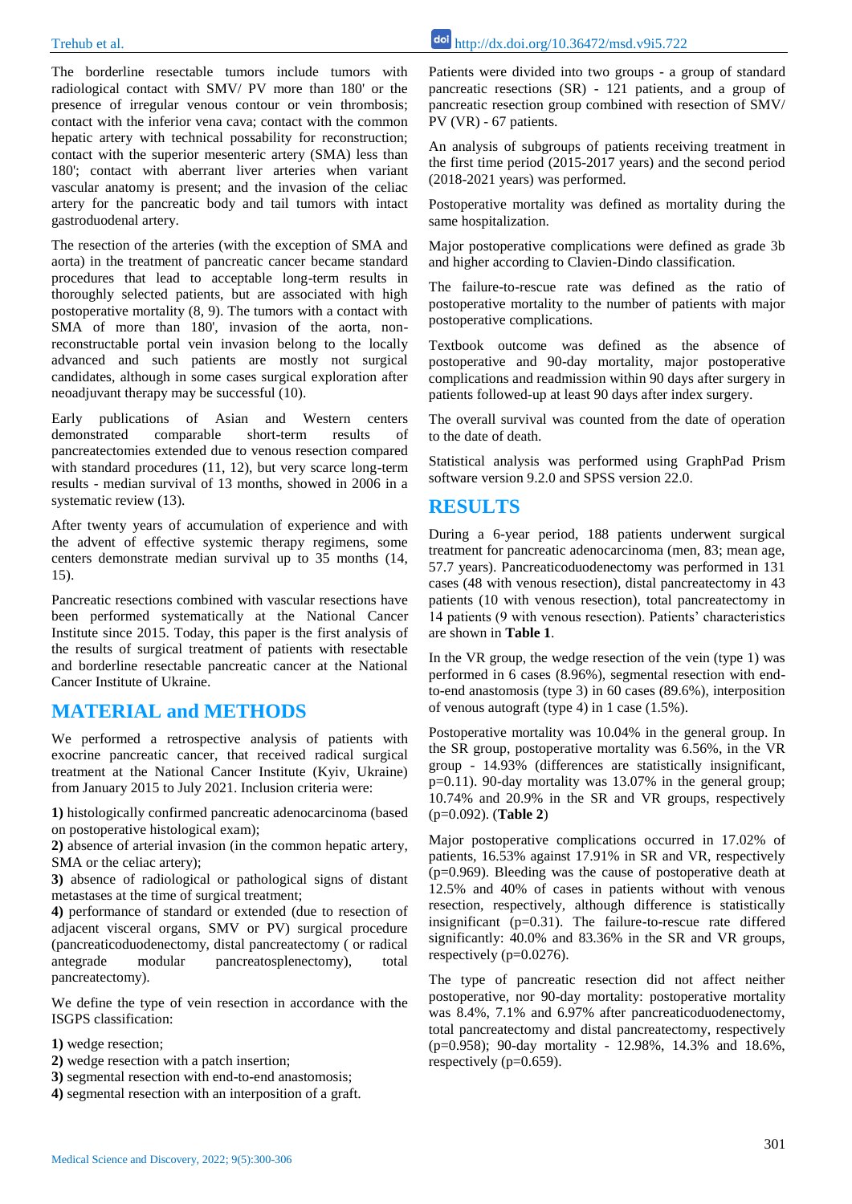The borderline resectable tumors include tumors with radiological contact with SMV/ PV more than 180' or the presence of irregular venous contour or vein thrombosis; contact with the inferior vena cava; contact with the common hepatic artery with technical possability for reconstruction; contact with the superior mesenteric artery (SMA) less than 180'; contact with aberrant liver arteries when variant vascular anatomy is present; and the invasion of the celiac artery for the pancreatic body and tail tumors with intact gastroduodenal artery.

The resection of the arteries (with the exception of SMA and aorta) in the treatment of pancreatic cancer became standard procedures that lead to acceptable long-term results in thoroughly selected patients, but are associated with high postoperative mortality (8, 9). The tumors with a contact with SMA of more than 180', invasion of the aorta, non-reconstructable portal vein invasion belong to the locally advanced and such patients are mostly not surgical candidates, although in some cases surgical exploration after neoadjuvant therapy may be successful (10).

Early publications of Asian and Western centers demonstrated comparable short-term results of pancreatectomies extended due to venous resection compared with standard procedures (11, 12), but very scarce long-term results - median survival of 13 months, showed in 2006 in a systematic review (13).

After twenty years of accumulation of experience and with the advent of effective systemic therapy regimens, some centers demonstrate median survival up to 35 months (14, 15).

Pancreatic resections combined with vascular resections have been performed systematically at the National Cancer Institute since 2015. Today, this paper is the first analysis of the results of surgical treatment of patients with resectable and borderline resectable pancreatic cancer at the National Cancer Institute of Ukraine.

## MATERIAL and METHODS

We performed a retrospective analysis of patients with exocrine pancreatic cancer, that received radical surgical treatment at the National Cancer Institute (Kyiv, Ukraine) from January 2015 to July 2021. Inclusion criteria were:

**1)** histologically confirmed pancreatic adenocarcinoma (based on postoperative histological exam);
**2)** absence of arterial invasion (in the common hepatic artery, SMA or the celiac artery);
**3)** absence of radiological or pathological signs of distant metastases at the time of surgical treatment;
**4)** performance of standard or extended (due to resection of adjacent visceral organs, SMV or PV) surgical procedure (pancreaticoduodenectomy, distal pancreatectomy ( or radical antegrade modular pancreatosplenectomy), total pancreatectomy).

We define the type of vein resection in accordance with the ISGPS classification:

**1)** wedge resection;
**2)** wedge resection with a patch insertion;
**3)** segmental resection with end-to-end anastomosis;
**4)** segmental resection with an interposition of a graft.

Patients were divided into two groups - a group of standard pancreatic resections (SR) - 121 patients, and a group of pancreatic resection group combined with resection of SMV/ PV (VR) - 67 patients.

An analysis of subgroups of patients receiving treatment in the first time period (2015-2017 years) and the second period (2018-2021 years) was performed.

Postoperative mortality was defined as mortality during the same hospitalization.

Major postoperative complications were defined as grade 3b and higher according to Clavien-Dindo classification.

The failure-to-rescue rate was defined as the ratio of postoperative mortality to the number of patients with major postoperative complications.

Textbook outcome was defined as the absence of postoperative and 90-day mortality, major postoperative complications and readmission within 90 days after surgery in patients followed-up at least 90 days after index surgery.

The overall survival was counted from the date of operation to the date of death.

Statistical analysis was performed using GraphPad Prism software version 9.2.0 and SPSS version 22.0.

## RESULTS

During a 6-year period, 188 patients underwent surgical treatment for pancreatic adenocarcinoma (men, 83; mean age, 57.7 years). Pancreaticoduodenectomy was performed in 131 cases (48 with venous resection), distal pancreatectomy in 43 patients (10 with venous resection), total pancreatectomy in 14 patients (9 with venous resection). Patients' characteristics are shown in **Table 1**.

In the VR group, the wedge resection of the vein (type 1) was performed in 6 cases (8.96%), segmental resection with end-to-end anastomosis (type 3) in 60 cases (89.6%), interposition of venous autograft (type 4) in 1 case (1.5%).

Postoperative mortality was 10.04% in the general group. In the SR group, postoperative mortality was 6.56%, in the VR group - 14.93% (differences are statistically insignificant, p=0.11). 90-day mortality was 13.07% in the general group; 10.74% and 20.9% in the SR and VR groups, respectively (p=0.092). (**Table 2**)

Major postoperative complications occurred in 17.02% of patients, 16.53% against 17.91% in SR and VR, respectively (p=0.969). Bleeding was the cause of postoperative death at 12.5% and 40% of cases in patients without with venous resection, respectively, although difference is statistically insignificant (p=0.31). The failure-to-rescue rate differed significantly: 40.0% and 83.36% in the SR and VR groups, respectively (p=0.0276).

The type of pancreatic resection did not affect neither postoperative, nor 90-day mortality: postoperative mortality was 8.4%, 7.1% and 6.97% after pancreaticoduodenectomy, total pancreatectomy and distal pancreatectomy, respectively (p=0.958); 90-day mortality - 12.98%, 14.3% and 18.6%, respectively (p=0.659).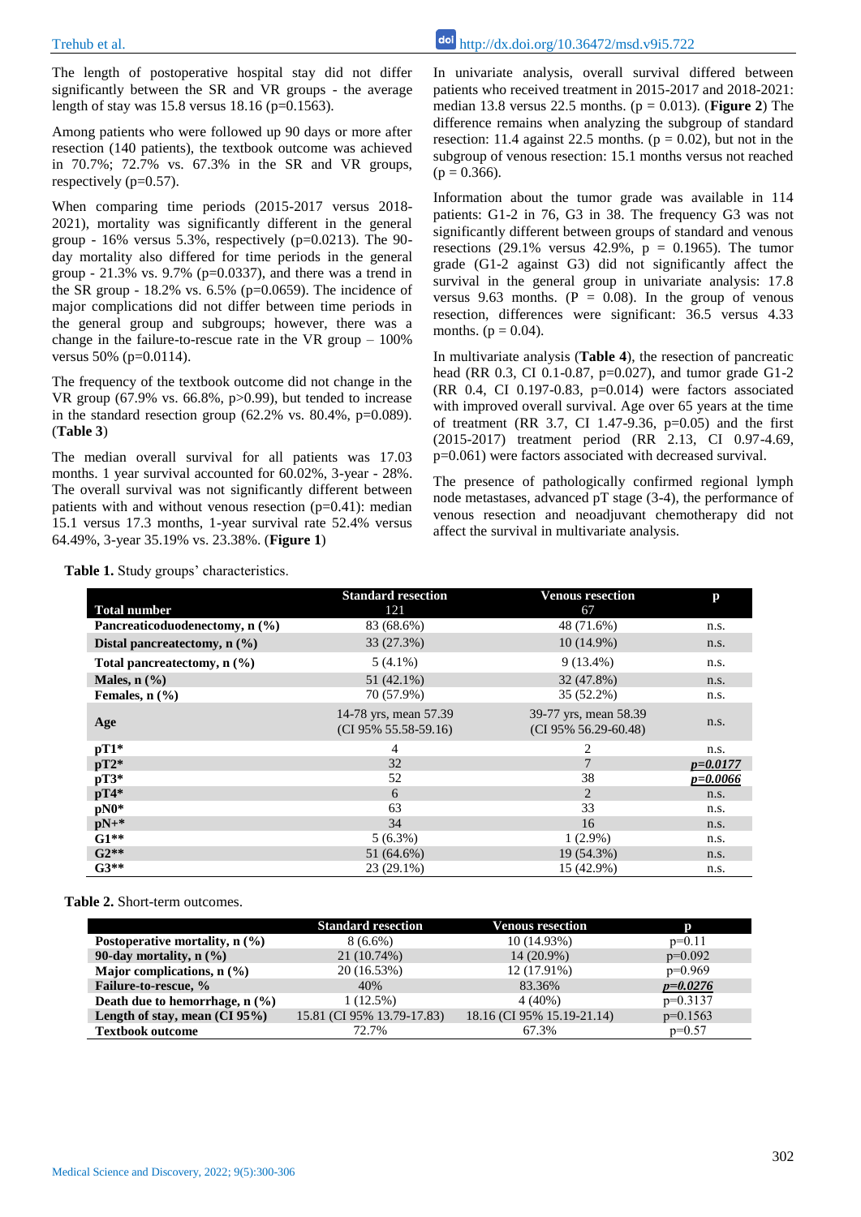The length of postoperative hospital stay did not differ significantly between the SR and VR groups - the average length of stay was 15.8 versus 18.16 (p=0.1563).

Among patients who were followed up 90 days or more after resection (140 patients), the textbook outcome was achieved in 70.7%; 72.7% vs. 67.3% in the SR and VR groups, respectively (p=0.57).

When comparing time periods (2015-2017 versus 2018-2021), mortality was significantly different in the general group - 16% versus 5.3%, respectively (p=0.0213). The 90-day mortality also differed for time periods in the general group - 21.3% vs. 9.7% (p=0.0337), and there was a trend in the SR group - 18.2% vs. 6.5% (p=0.0659). The incidence of major complications did not differ between time periods in the general group and subgroups; however, there was a change in the failure-to-rescue rate in the VR group – 100% versus 50% (p=0.0114).

The frequency of the textbook outcome did not change in the VR group (67.9% vs. 66.8%, p>0.99), but tended to increase in the standard resection group (62.2% vs. 80.4%, p=0.089). (**Table 3**)

The median overall survival for all patients was 17.03 months. 1 year survival accounted for 60.02%, 3-year - 28%. The overall survival was not significantly different between patients with and without venous resection (p=0.41): median 15.1 versus 17.3 months, 1-year survival rate 52.4% versus 64.49%, 3-year 35.19% vs. 23.38%. (**Figure 1**)

In univariate analysis, overall survival differed between patients who received treatment in 2015-2017 and 2018-2021: median 13.8 versus 22.5 months. (p = 0.013). (**Figure 2**) The difference remains when analyzing the subgroup of standard resection: 11.4 against 22.5 months. (p = 0.02), but not in the subgroup of venous resection: 15.1 months versus not reached (p = 0.366).

Information about the tumor grade was available in 114 patients: G1-2 in 76, G3 in 38. The frequency G3 was not significantly different between groups of standard and venous resections (29.1% versus 42.9%, p = 0.1965). The tumor grade (G1-2 against G3) did not significantly affect the survival in the general group in univariate analysis: 17.8 versus 9.63 months. (P = 0.08). In the group of venous resection, differences were significant: 36.5 versus 4.33 months. (p = 0.04).

In multivariate analysis (**Table 4**), the resection of pancreatic head (RR 0.3, CI 0.1-0.87, p=0.027), and tumor grade G1-2 (RR 0.4, CI 0.197-0.83, p=0.014) were factors associated with improved overall survival. Age over 65 years at the time of treatment (RR 3.7, CI 1.47-9.36, p=0.05) and the first (2015-2017) treatment period (RR 2.13, CI 0.97-4.69, p=0.061) were factors associated with decreased survival.

The presence of pathologically confirmed regional lymph node metastases, advanced pT stage (3-4), the performance of venous resection and neoadjuvant chemotherapy did not affect the survival in multivariate analysis.

**Table 1.** Study groups' characteristics.

| Total number | Standard resection 121 | Venous resection 67 | p |
|---|---|---|---|
| **Pancreaticoduodenectomy, n (%)** | 83 (68.6%) | 48 (71.6%) | n.s. |
| **Distal pancreatectomy, n (%)** | 33 (27.3%) | 10 (14.9%) | n.s. |
| **Total pancreatectomy, n (%)** | 5 (4.1%) | 9 (13.4%) | n.s. |
| **Males, n (%)** | 51 (42.1%) | 32 (47.8%) | n.s. |
| **Females, n (%)** | 70 (57.9%) | 35 (52.2%) | n.s. |
| **Age** | 14-78 yrs, mean 57.39 (CI 95% 55.58-59.16) | 39-77 yrs, mean 58.39 (CI 95% 56.29-60.48) | n.s. |
| **pT1*** | 4 | 2 | n.s. |
| **pT2*** | 32 | 7 | ***p=0.0177*** |
| **pT3*** | 52 | 38 | ***p=0.0066*** |
| **pT4*** | 6 | 2 | n.s. |
| **pN0*** | 63 | 33 | n.s. |
| **pN+*** | 34 | 16 | n.s. |
| **G1**** | 5 (6.3%) | 1 (2.9%) | n.s. |
| **G2**** | 51 (64.6%) | 19 (54.3%) | n.s. |
| **G3**** | 23 (29.1%) | 15 (42.9%) | n.s. |

**Table 2.** Short-term outcomes.

| | Standard resection | Venous resection | p |
|---|---|---|---|
| **Postoperative mortality, n (%)** | 8 (6.6%) | 10 (14.93%) | p=0.11 |
| **90-day mortality, n (%)** | 21 (10.74%) | 14 (20.9%) | p=0.092 |
| **Major complications, n (%)** | 20 (16.53%) | 12 (17.91%) | p=0.969 |
| **Failure-to-rescue, %** | 40% | 83.36% | ***p=0.0276*** |
| **Death due to hemorrhage, n (%)** | 1 (12.5%) | 4 (40%) | p=0.3137 |
| **Length of stay, mean (CI 95%)** | 15.81 (CI 95% 13.79-17.83) | 18.16 (CI 95% 15.19-21.14) | p=0.1563 |
| **Textbook outcome** | 72.7% | 67.3% | p=0.57 |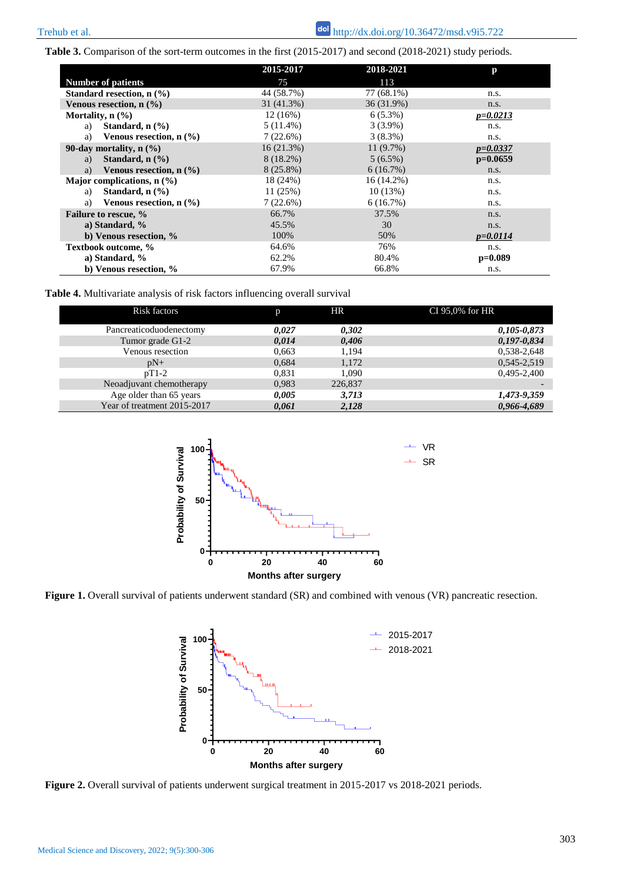**Table 3.** Comparison of the sort-term outcomes in the first (2015-2017) and second (2018-2021) study periods.

| | 2015-2017 | 2018-2021 | p |
|---|---|---|---|
| **Number of patients** | 75 | 113 | |
| **Standard resection, n (%)** | 44 (58.7%) | 77 (68.1%) | n.s. |
| **Venous resection, n (%)** | 31 (41.3%) | 36 (31.9%) | n.s. |
| **Mortality, n (%)** | 12 (16%) | 6 (5.3%) | ***p=0.0213*** |
| a) **Standard, n (%)** | 5 (11.4%) | 3 (3.9%) | n.s. |
| a) **Venous resection, n (%)** | 7 (22.6%) | 3 (8.3%) | n.s. |
| **90-day mortality, n (%)** | 16 (21.3%) | 11 (9.7%) | ***p=0.0337*** |
| a) **Standard, n (%)** | 8 (18.2%) | 5 (6.5%) | **p=0.0659** |
| a) **Venous resection, n (%)** | 8 (25.8%) | 6 (16.7%) | n.s. |
| **Major complications, n (%)** | 18 (24%) | 16 (14.2%) | n.s. |
| a) **Standard, n (%)** | 11 (25%) | 10 (13%) | n.s. |
| a) **Venous resection, n (%)** | 7 (22.6%) | 6 (16.7%) | n.s. |
| **Failure to rescue, %** | 66.7% | 37.5% | n.s. |
| **a) Standard, %** | 45.5% | 30 | n.s. |
| **b) Venous resection, %** | 100% | 50% | ***p=0.0114*** |
| **Textbook outcome, %** | 64.6% | 76% | n.s. |
| **a) Standard, %** | 62.2% | 80.4% | **p=0.089** |
| **b) Venous resection, %** | 67.9% | 66.8% | n.s. |

**Table 4.** Multivariate analysis of risk factors influencing overall survival

| Risk factors | p | HR | CI 95,0% for HR |
|---|---|---|---|
| Pancreaticoduodenectomy | ***0,027*** | ***0,302*** | ***0,105-0,873*** |
| Tumor grade G1-2 | ***0,014*** | ***0,406*** | ***0,197-0,834*** |
| Venous resection | 0,663 | 1,194 | 0,538-2,648 |
| pN+ | 0,684 | 1,172 | 0,545-2,519 |
| pT1-2 | 0,831 | 1,090 | 0,495-2,400 |
| Neoadjuvant chemotherapy | 0,983 | 226,837 | - |
| Age older than 65 years | ***0,005*** | ***3,713*** | ***1,473-9,359*** |
| Year of treatment 2015-2017 | ***0,061*** | ***2,128*** | ***0,966-4,689*** |

**Figure 1.** Overall survival of patients underwent standard (SR) and combined with venous (VR) pancreatic resection.

**Figure 2.** Overall survival of patients underwent surgical treatment in 2015-2017 vs 2018-2021 periods.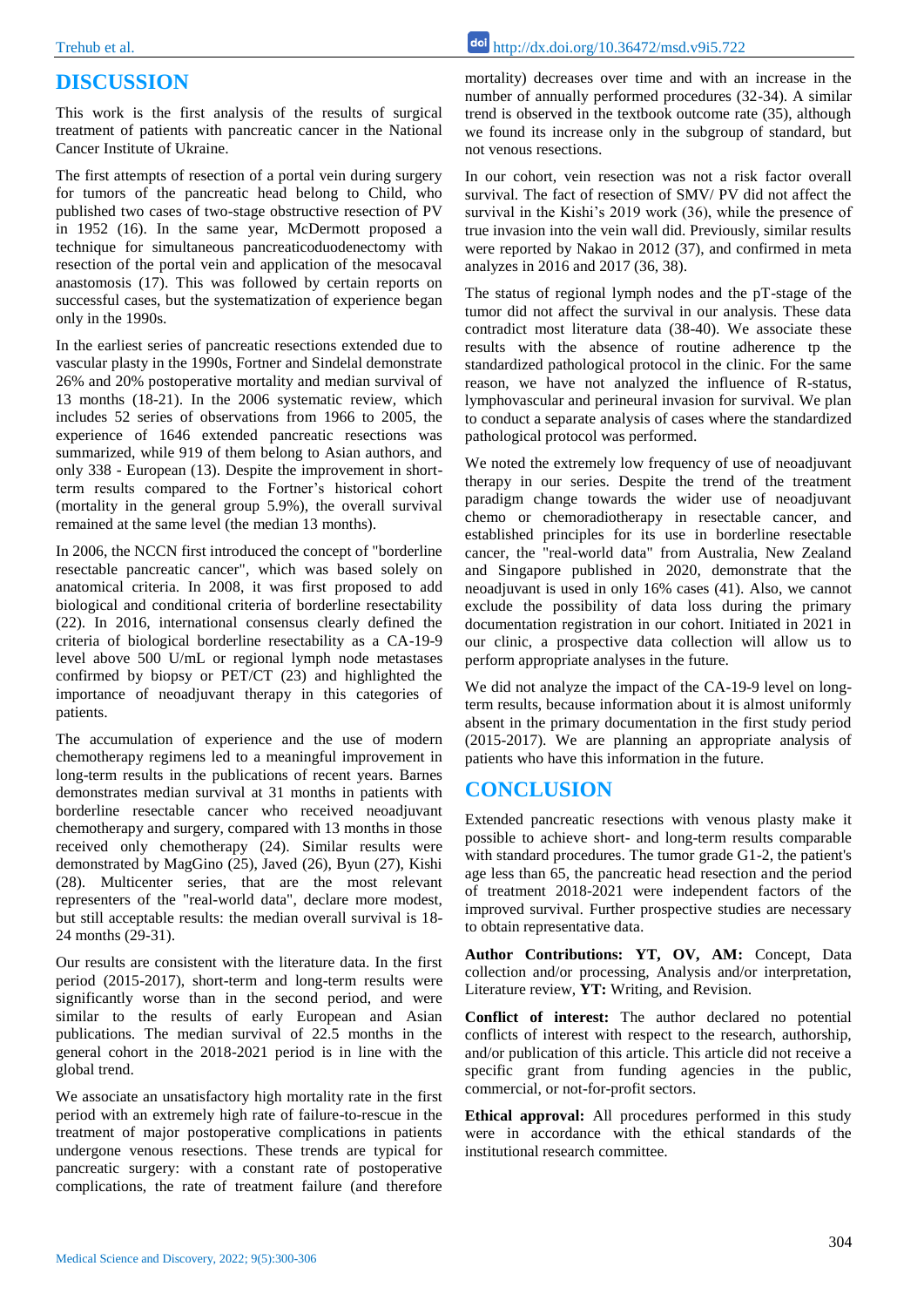## DISCUSSION

This work is the first analysis of the results of surgical treatment of patients with pancreatic cancer in the National Cancer Institute of Ukraine.

The first attempts of resection of a portal vein during surgery for tumors of the pancreatic head belong to Child, who published two cases of two-stage obstructive resection of PV in 1952 (16). In the same year, McDermott proposed a technique for simultaneous pancreaticoduodenectomy with resection of the portal vein and application of the mesocaval anastomosis (17). This was followed by certain reports on successful cases, but the systematization of experience began only in the 1990s.

In the earliest series of pancreatic resections extended due to vascular plasty in the 1990s, Fortner and Sindelal demonstrate 26% and 20% postoperative mortality and median survival of 13 months (18-21). In the 2006 systematic review, which includes 52 series of observations from 1966 to 2005, the experience of 1646 extended pancreatic resections was summarized, while 919 of them belong to Asian authors, and only 338 - European (13). Despite the improvement in short-term results compared to the Fortner's historical cohort (mortality in the general group 5.9%), the overall survival remained at the same level (the median 13 months).

In 2006, the NCCN first introduced the concept of "borderline resectable pancreatic cancer", which was based solely on anatomical criteria. In 2008, it was first proposed to add biological and conditional criteria of borderline resectability (22). In 2016, international consensus clearly defined the criteria of biological borderline resectability as a CA-19-9 level above 500 U/mL or regional lymph node metastases confirmed by biopsy or PET/CT (23) and highlighted the importance of neoadjuvant therapy in this categories of patients.

The accumulation of experience and the use of modern chemotherapy regimens led to a meaningful improvement in long-term results in the publications of recent years. Barnes demonstrates median survival at 31 months in patients with borderline resectable cancer who received neoadjuvant chemotherapy and surgery, compared with 13 months in those received only chemotherapy (24). Similar results were demonstrated by MagGino (25), Javed (26), Byun (27), Kishi (28). Multicenter series, that are the most relevant representers of the "real-world data", declare more modest, but still acceptable results: the median overall survival is 18-24 months (29-31).

Our results are consistent with the literature data. In the first period (2015-2017), short-term and long-term results were significantly worse than in the second period, and were similar to the results of early European and Asian publications. The median survival of 22.5 months in the general cohort in the 2018-2021 period is in line with the global trend.

We associate an unsatisfactory high mortality rate in the first period with an extremely high rate of failure-to-rescue in the treatment of major postoperative complications in patients undergone venous resections. These trends are typical for pancreatic surgery: with a constant rate of postoperative complications, the rate of treatment failure (and therefore mortality) decreases over time and with an increase in the number of annually performed procedures (32-34). A similar trend is observed in the textbook outcome rate (35), although we found its increase only in the subgroup of standard, but not venous resections.

In our cohort, vein resection was not a risk factor overall survival. The fact of resection of SMV/ PV did not affect the survival in the Kishi's 2019 work (36), while the presence of true invasion into the vein wall did. Previously, similar results were reported by Nakao in 2012 (37), and confirmed in meta analyzes in 2016 and 2017 (36, 38).

The status of regional lymph nodes and the pT-stage of the tumor did not affect the survival in our analysis. These data contradict most literature data (38-40). We associate these results with the absence of routine adherence tp the standardized pathological protocol in the clinic. For the same reason, we have not analyzed the influence of R-status, lymphovascular and perineural invasion for survival. We plan to conduct a separate analysis of cases where the standardized pathological protocol was performed.

We noted the extremely low frequency of use of neoadjuvant therapy in our series. Despite the trend of the treatment paradigm change towards the wider use of neoadjuvant chemo or chemoradiotherapy in resectable cancer, and established principles for its use in borderline resectable cancer, the "real-world data" from Australia, New Zealand and Singapore published in 2020, demonstrate that the neoadjuvant is used in only 16% cases (41). Also, we cannot exclude the possibility of data loss during the primary documentation registration in our cohort. Initiated in 2021 in our clinic, a prospective data collection will allow us to perform appropriate analyses in the future.

We did not analyze the impact of the CA-19-9 level on long-term results, because information about it is almost uniformly absent in the primary documentation in the first study period (2015-2017). We are planning an appropriate analysis of patients who have this information in the future.

## CONCLUSION

Extended pancreatic resections with venous plasty make it possible to achieve short- and long-term results comparable with standard procedures. The tumor grade G1-2, the patient's age less than 65, the pancreatic head resection and the period of treatment 2018-2021 were independent factors of the improved survival. Further prospective studies are necessary to obtain representative data.

**Author Contributions: YT, OV, AM:** Concept, Data collection and/or processing, Analysis and/or interpretation, Literature review, **YT:** Writing, and Revision.

**Conflict of interest:** The author declared no potential conflicts of interest with respect to the research, authorship, and/or publication of this article. This article did not receive a specific grant from funding agencies in the public, commercial, or not-for-profit sectors.

**Ethical approval:** All procedures performed in this study were in accordance with the ethical standards of the institutional research committee.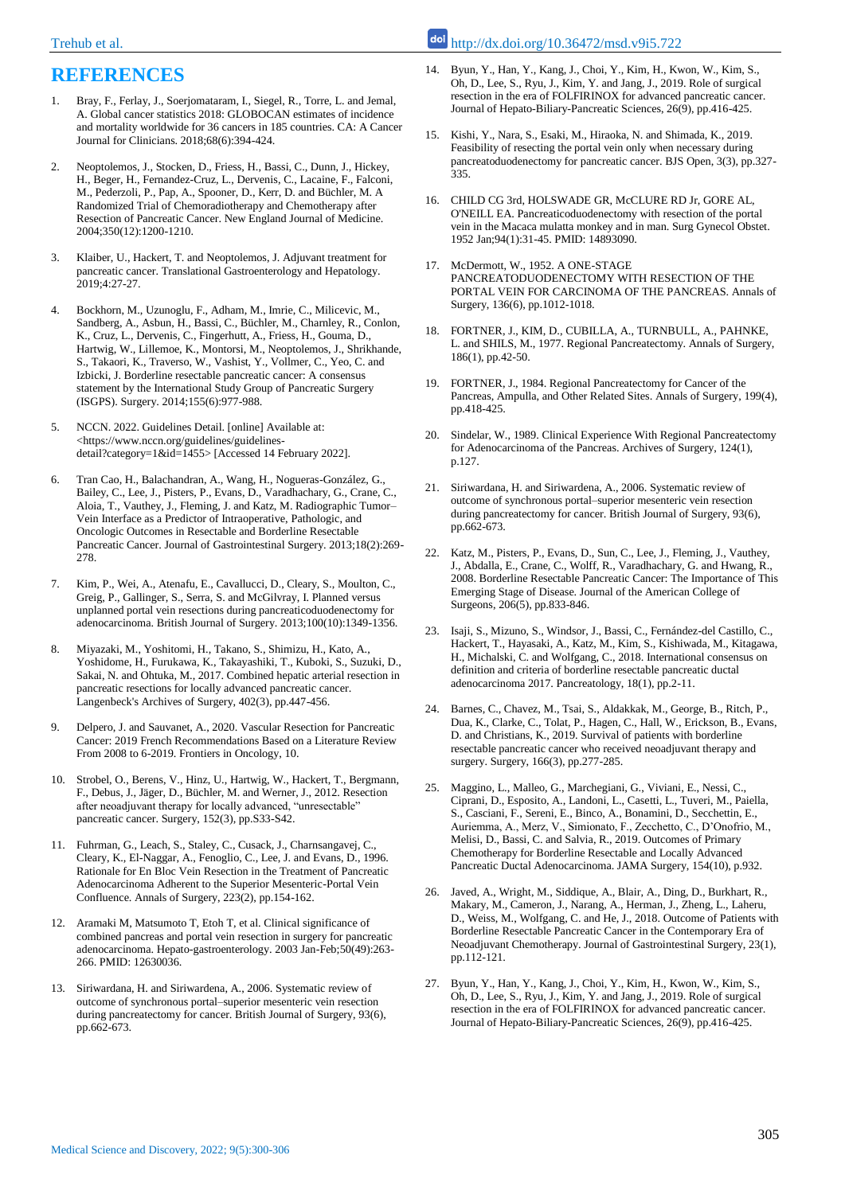# REFERENCES

1. Bray, F., Ferlay, J., Soerjomataram, I., Siegel, R., Torre, L. and Jemal, A. Global cancer statistics 2018: GLOBOCAN estimates of incidence and mortality worldwide for 36 cancers in 185 countries. CA: A Cancer Journal for Clinicians. 2018;68(6):394-424.

2. Neoptolemos, J., Stocken, D., Friess, H., Bassi, C., Dunn, J., Hickey, H., Beger, H., Fernandez-Cruz, L., Dervenis, C., Lacaine, F., Falconi, M., Pederzoli, P., Pap, A., Spooner, D., Kerr, D. and Büchler, M. A Randomized Trial of Chemoradiotherapy and Chemotherapy after Resection of Pancreatic Cancer. New England Journal of Medicine. 2004;350(12):1200-1210.

3. Klaiber, U., Hackert, T. and Neoptolemos, J. Adjuvant treatment for pancreatic cancer. Translational Gastroenterology and Hepatology. 2019;4:27-27.

4. Bockhorn, M., Uzunoglu, F., Adham, M., Imrie, C., Milicevic, M., Sandberg, A., Asbun, H., Bassi, C., Büchler, M., Charnley, R., Conlon, K., Cruz, L., Dervenis, C., Fingerhutt, A., Friess, H., Gouma, D., Hartwig, W., Lillemoe, K., Montorsi, M., Neoptolemos, J., Shrikhande, S., Takaori, K., Traverso, W., Vashist, Y., Vollmer, C., Yeo, C. and Izbicki, J. Borderline resectable pancreatic cancer: A consensus statement by the International Study Group of Pancreatic Surgery (ISGPS). Surgery. 2014;155(6):977-988.

5. NCCN. 2022. Guidelines Detail. [online] Available at: <https://www.nccn.org/guidelines/guidelines-detail?category=1&id=1455> [Accessed 14 February 2022].

6. Tran Cao, H., Balachandran, A., Wang, H., Nogueras-González, G., Bailey, C., Lee, J., Pisters, P., Evans, D., Varadhachary, G., Crane, C., Aloia, T., Vauthey, J., Fleming, J. and Katz, M. Radiographic Tumor–Vein Interface as a Predictor of Intraoperative, Pathologic, and Oncologic Outcomes in Resectable and Borderline Resectable Pancreatic Cancer. Journal of Gastrointestinal Surgery. 2013;18(2):269-278.

7. Kim, P., Wei, A., Atenafu, E., Cavallucci, D., Cleary, S., Moulton, C., Greig, P., Gallinger, S., Serra, S. and McGilvray, I. Planned versus unplanned portal vein resections during pancreaticoduodenectomy for adenocarcinoma. British Journal of Surgery. 2013;100(10):1349-1356.

8. Miyazaki, M., Yoshitomi, H., Takano, S., Shimizu, H., Kato, A., Yoshidome, H., Furukawa, K., Takayashiki, T., Kuboki, S., Suzuki, D., Sakai, N. and Ohtuka, M., 2017. Combined hepatic arterial resection in pancreatic resections for locally advanced pancreatic cancer. Langenbeck's Archives of Surgery, 402(3), pp.447-456.

9. Delpero, J. and Sauvanet, A., 2020. Vascular Resection for Pancreatic Cancer: 2019 French Recommendations Based on a Literature Review From 2008 to 6-2019. Frontiers in Oncology, 10.

10. Strobel, O., Berens, V., Hinz, U., Hartwig, W., Hackert, T., Bergmann, F., Debus, J., Jäger, D., Büchler, M. and Werner, J., 2012. Resection after neoadjuvant therapy for locally advanced, "unresectable" pancreatic cancer. Surgery, 152(3), pp.S33-S42.

11. Fuhrman, G., Leach, S., Staley, C., Cusack, J., Charnsangavej, C., Cleary, K., El-Naggar, A., Fenoglio, C., Lee, J. and Evans, D., 1996. Rationale for En Bloc Vein Resection in the Treatment of Pancreatic Adenocarcinoma Adherent to the Superior Mesenteric-Portal Vein Confluence. Annals of Surgery, 223(2), pp.154-162.

12. Aramaki M, Matsumoto T, Etoh T, et al. Clinical significance of combined pancreas and portal vein resection in surgery for pancreatic adenocarcinoma. Hepato-gastroenterology. 2003 Jan-Feb;50(49):263-266. PMID: 12630036.

13. Siriwardana, H. and Siriwardena, A., 2006. Systematic review of outcome of synchronous portal–superior mesenteric vein resection during pancreatectomy for cancer. British Journal of Surgery, 93(6), pp.662-673.

14. Byun, Y., Han, Y., Kang, J., Choi, Y., Kim, H., Kwon, W., Kim, S., Oh, D., Lee, S., Ryu, J., Kim, Y. and Jang, J., 2019. Role of surgical resection in the era of FOLFIRINOX for advanced pancreatic cancer. Journal of Hepato-Biliary-Pancreatic Sciences, 26(9), pp.416-425.

15. Kishi, Y., Nara, S., Esaki, M., Hiraoka, N. and Shimada, K., 2019. Feasibility of resecting the portal vein only when necessary during pancreatoduodenectomy for pancreatic cancer. BJS Open, 3(3), pp.327-335.

16. CHILD CG 3rd, HOLSWADE GR, McCLURE RD Jr, GORE AL, O'NEILL EA. Pancreaticoduodenectomy with resection of the portal vein in the Macaca mulatta monkey and in man. Surg Gynecol Obstet. 1952 Jan;94(1):31-45. PMID: 14893090.

17. McDermott, W., 1952. A ONE-STAGE PANCREATODUODENECTOMY WITH RESECTION OF THE PORTAL VEIN FOR CARCINOMA OF THE PANCREAS. Annals of Surgery, 136(6), pp.1012-1018.

18. FORTNER, J., KIM, D., CUBILLA, A., TURNBULL, A., PAHNKE, L. and SHILS, M., 1977. Regional Pancreatectomy. Annals of Surgery, 186(1), pp.42-50.

19. FORTNER, J., 1984. Regional Pancreatectomy for Cancer of the Pancreas, Ampulla, and Other Related Sites. Annals of Surgery, 199(4), pp.418-425.

20. Sindelar, W., 1989. Clinical Experience With Regional Pancreatectomy for Adenocarcinoma of the Pancreas. Archives of Surgery, 124(1), p.127.

21. Siriwardana, H. and Siriwardena, A., 2006. Systematic review of outcome of synchronous portal–superior mesenteric vein resection during pancreatectomy for cancer. British Journal of Surgery, 93(6), pp.662-673.

22. Katz, M., Pisters, P., Evans, D., Sun, C., Lee, J., Fleming, J., Vauthey, J., Abdalla, E., Crane, C., Wolff, R., Varadhachary, G. and Hwang, R., 2008. Borderline Resectable Pancreatic Cancer: The Importance of This Emerging Stage of Disease. Journal of the American College of Surgeons, 206(5), pp.833-846.

23. Isaji, S., Mizuno, S., Windsor, J., Bassi, C., Fernández-del Castillo, C., Hackert, T., Hayasaki, A., Katz, M., Kim, S., Kishiwada, M., Kitagawa, H., Michalski, C. and Wolfgang, C., 2018. International consensus on definition and criteria of borderline resectable pancreatic ductal adenocarcinoma 2017. Pancreatology, 18(1), pp.2-11.

24. Barnes, C., Chavez, M., Tsai, S., Aldakkak, M., George, B., Ritch, P., Dua, K., Clarke, C., Tolat, P., Hagen, C., Hall, W., Erickson, B., Evans, D. and Christians, K., 2019. Survival of patients with borderline resectable pancreatic cancer who received neoadjuvant therapy and surgery. Surgery, 166(3), pp.277-285.

25. Maggino, L., Malleo, G., Marchegiani, G., Viviani, E., Nessi, C., Ciprani, D., Esposito, A., Landoni, L., Casetti, L., Tuveri, M., Paiella, S., Casciani, F., Sereni, E., Binco, A., Bonamini, D., Secchettin, E., Auriemma, A., Merz, V., Simionato, F., Zecchetto, C., D'Onofrio, M., Melisi, D., Bassi, C. and Salvia, R., 2019. Outcomes of Primary Chemotherapy for Borderline Resectable and Locally Advanced Pancreatic Ductal Adenocarcinoma. JAMA Surgery, 154(10), p.932.

26. Javed, A., Wright, M., Siddique, A., Blair, A., Ding, D., Burkhart, R., Makary, M., Cameron, J., Narang, A., Herman, J., Zheng, L., Laheru, D., Weiss, M., Wolfgang, C. and He, J., 2018. Outcome of Patients with Borderline Resectable Pancreatic Cancer in the Contemporary Era of Neoadjuvant Chemotherapy. Journal of Gastrointestinal Surgery, 23(1), pp.112-121.

27. Byun, Y., Han, Y., Kang, J., Choi, Y., Kim, H., Kwon, W., Kim, S., Oh, D., Lee, S., Ryu, J., Kim, Y. and Jang, J., 2019. Role of surgical resection in the era of FOLFIRINOX for advanced pancreatic cancer. Journal of Hepato-Biliary-Pancreatic Sciences, 26(9), pp.416-425.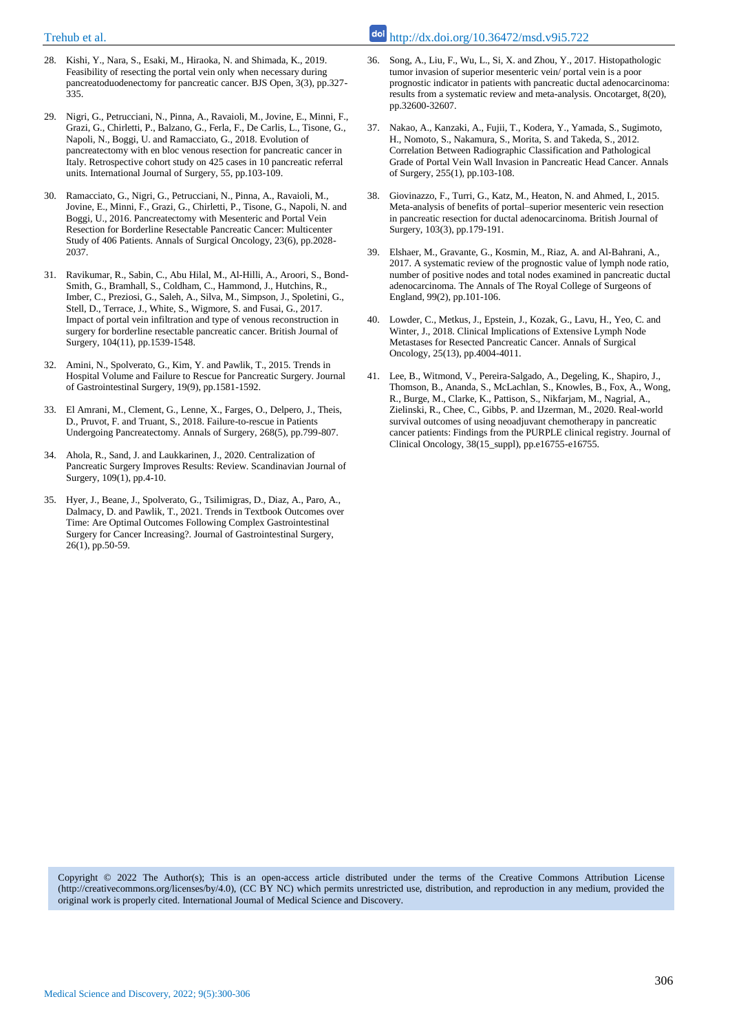28. Kishi, Y., Nara, S., Esaki, M., Hiraoka, N. and Shimada, K., 2019. Feasibility of resecting the portal vein only when necessary during pancreatoduodenectomy for pancreatic cancer. BJS Open, 3(3), pp.327-335.

29. Nigri, G., Petrucciani, N., Pinna, A., Ravaioli, M., Jovine, E., Minni, F., Grazi, G., Chirletti, P., Balzano, G., Ferla, F., De Carlis, L., Tisone, G., Napoli, N., Boggi, U. and Ramacciato, G., 2018. Evolution of pancreatectomy with en bloc venous resection for pancreatic cancer in Italy. Retrospective cohort study on 425 cases in 10 pancreatic referral units. International Journal of Surgery, 55, pp.103-109.

30. Ramacciato, G., Nigri, G., Petrucciani, N., Pinna, A., Ravaioli, M., Jovine, E., Minni, F., Grazi, G., Chirletti, P., Tisone, G., Napoli, N. and Boggi, U., 2016. Pancreatectomy with Mesenteric and Portal Vein Resection for Borderline Resectable Pancreatic Cancer: Multicenter Study of 406 Patients. Annals of Surgical Oncology, 23(6), pp.2028-2037.

31. Ravikumar, R., Sabin, C., Abu Hilal, M., Al-Hilli, A., Aroori, S., Bond-Smith, G., Bramhall, S., Coldham, C., Hammond, J., Hutchins, R., Imber, C., Preziosi, G., Saleh, A., Silva, M., Simpson, J., Spoletini, G., Stell, D., Terrace, J., White, S., Wigmore, S. and Fusai, G., 2017. Impact of portal vein infiltration and type of venous reconstruction in surgery for borderline resectable pancreatic cancer. British Journal of Surgery, 104(11), pp.1539-1548.

32. Amini, N., Spolverato, G., Kim, Y. and Pawlik, T., 2015. Trends in Hospital Volume and Failure to Rescue for Pancreatic Surgery. Journal of Gastrointestinal Surgery, 19(9), pp.1581-1592.

33. El Amrani, M., Clement, G., Lenne, X., Farges, O., Delpero, J., Theis, D., Pruvot, F. and Truant, S., 2018. Failure-to-rescue in Patients Undergoing Pancreatectomy. Annals of Surgery, 268(5), pp.799-807.

34. Ahola, R., Sand, J. and Laukkarinen, J., 2020. Centralization of Pancreatic Surgery Improves Results: Review. Scandinavian Journal of Surgery, 109(1), pp.4-10.

35. Hyer, J., Beane, J., Spolverato, G., Tsilimigras, D., Diaz, A., Paro, A., Dalmacy, D. and Pawlik, T., 2021. Trends in Textbook Outcomes over Time: Are Optimal Outcomes Following Complex Gastrointestinal Surgery for Cancer Increasing?. Journal of Gastrointestinal Surgery, 26(1), pp.50-59.

36. Song, A., Liu, F., Wu, L., Si, X. and Zhou, Y., 2017. Histopathologic tumor invasion of superior mesenteric vein/ portal vein is a poor prognostic indicator in patients with pancreatic ductal adenocarcinoma: results from a systematic review and meta-analysis. Oncotarget, 8(20), pp.32600-32607.

37. Nakao, A., Kanzaki, A., Fujii, T., Kodera, Y., Yamada, S., Sugimoto, H., Nomoto, S., Nakamura, S., Morita, S. and Takeda, S., 2012. Correlation Between Radiographic Classification and Pathological Grade of Portal Vein Wall Invasion in Pancreatic Head Cancer. Annals of Surgery, 255(1), pp.103-108.

38. Giovinazzo, F., Turri, G., Katz, M., Heaton, N. and Ahmed, I., 2015. Meta-analysis of benefits of portal–superior mesenteric vein resection in pancreatic resection for ductal adenocarcinoma. British Journal of Surgery, 103(3), pp.179-191.

39. Elshaer, M., Gravante, G., Kosmin, M., Riaz, A. and Al-Bahrani, A., 2017. A systematic review of the prognostic value of lymph node ratio, number of positive nodes and total nodes examined in pancreatic ductal adenocarcinoma. The Annals of The Royal College of Surgeons of England, 99(2), pp.101-106.

40. Lowder, C., Metkus, J., Epstein, J., Kozak, G., Lavu, H., Yeo, C. and Winter, J., 2018. Clinical Implications of Extensive Lymph Node Metastases for Resected Pancreatic Cancer. Annals of Surgical Oncology, 25(13), pp.4004-4011.

41. Lee, B., Witmond, V., Pereira-Salgado, A., Degeling, K., Shapiro, J., Thomson, B., Ananda, S., McLachlan, S., Knowles, B., Fox, A., Wong, R., Burge, M., Clarke, K., Pattison, S., Nikfarjam, M., Nagrial, A., Zielinski, R., Chee, C., Gibbs, P. and IJzerman, M., 2020. Real-world survival outcomes of using neoadjuvant chemotherapy in pancreatic cancer patients: Findings from the PURPLE clinical registry. Journal of Clinical Oncology, 38(15_suppl), pp.e16755-e16755.

Copyright © 2022 The Author(s); This is an open-access article distributed under the terms of the Creative Commons Attribution License (http://creativecommons.org/licenses/by/4.0), (CC BY NC) which permits unrestricted use, distribution, and reproduction in any medium, provided the original work is properly cited. International Journal of Medical Science and Discovery.